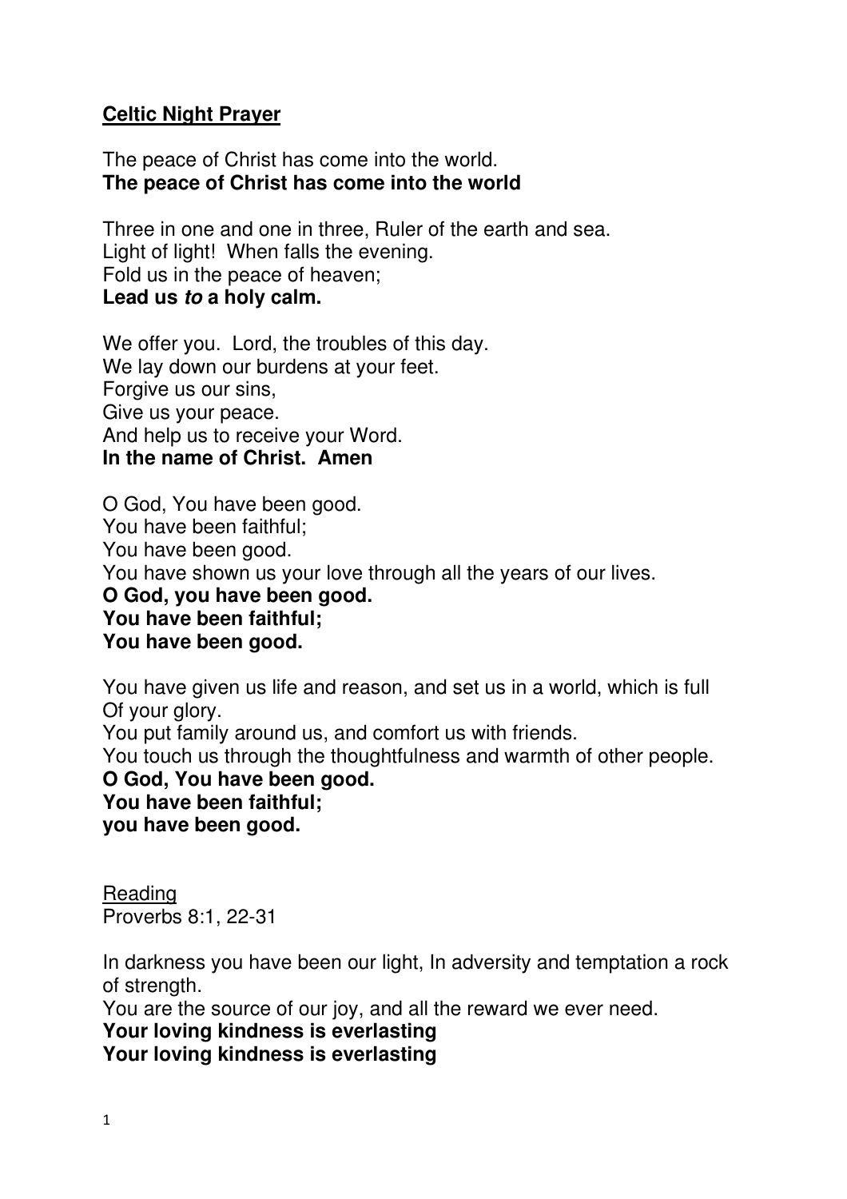**Celtic Night Prayer**

The peace of Christ has come into the world.
**The peace of Christ has come into the world**

Three in one and one in three, Ruler of the earth and sea.
Light of light! When falls the evening.
Fold us in the peace of heaven;
**Lead us *to* a holy calm.**

We offer you. Lord, the troubles of this day.
We lay down our burdens at your feet.
Forgive us our sins,
Give us your peace.
And help us to receive your Word.
**In the name of Christ. Amen**

O God, You have been good.
You have been faithful;
You have been good.
You have shown us your love through all the years of our lives.
**O God, you have been good.**
**You have been faithful;**
**You have been good.**

You have given us life and reason, and set us in a world, which is full Of your glory.
You put family around us, and comfort us with friends.
You touch us through the thoughtfulness and warmth of other people.
**O God, You have been good.**
**You have been faithful;**
**you have been good.**

Reading
Proverbs 8:1, 22-31

In darkness you have been our light, In adversity and temptation a rock of strength.
You are the source of our joy, and all the reward we ever need.
**Your loving kindness is everlasting**
**Your loving kindness is everlasting**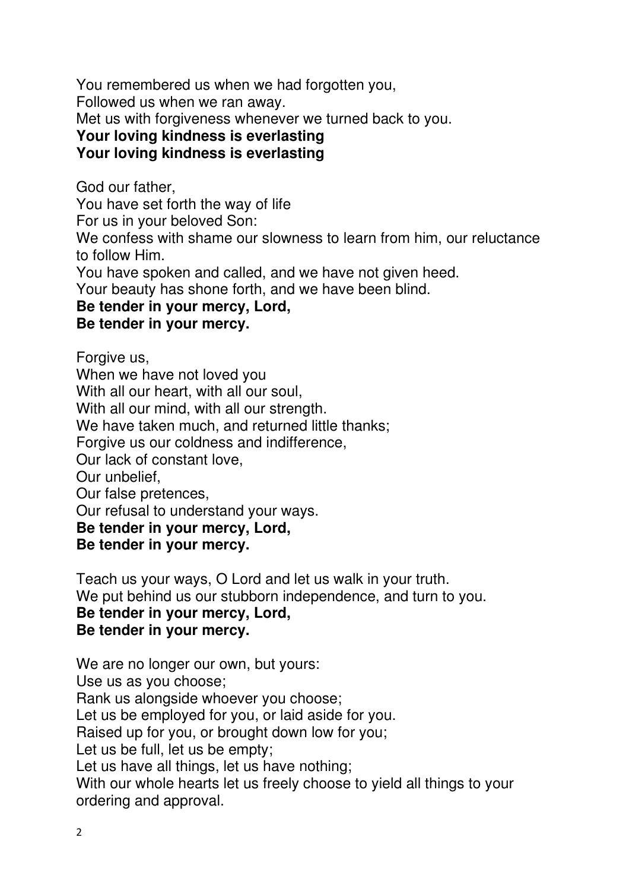You remembered us when we had forgotten you,
Followed us when we ran away.
Met us with forgiveness whenever we turned back to you.
**Your loving kindness is everlasting**
**Your loving kindness is everlasting**

God our father,
You have set forth the way of life
For us in your beloved Son:
We confess with shame our slowness to learn from him, our reluctance to follow Him.
You have spoken and called, and we have not given heed.
Your beauty has shone forth, and we have been blind.
**Be tender in your mercy, Lord,**
**Be tender in your mercy.**

Forgive us,
When we have not loved you
With all our heart, with all our soul,
With all our mind, with all our strength.
We have taken much, and returned little thanks;
Forgive us our coldness and indifference,
Our lack of constant love,
Our unbelief,
Our false pretences,
Our refusal to understand your ways.
**Be tender in your mercy, Lord,**
**Be tender in your mercy.**

Teach us your ways, O Lord and let us walk in your truth.
We put behind us our stubborn independence, and turn to you.
**Be tender in your mercy, Lord,**
**Be tender in your mercy.**

We are no longer our own, but yours:
Use us as you choose;
Rank us alongside whoever you choose;
Let us be employed for you, or laid aside for you.
Raised up for you, or brought down low for you;
Let us be full, let us be empty;
Let us have all things, let us have nothing;
With our whole hearts let us freely choose to yield all things to your ordering and approval.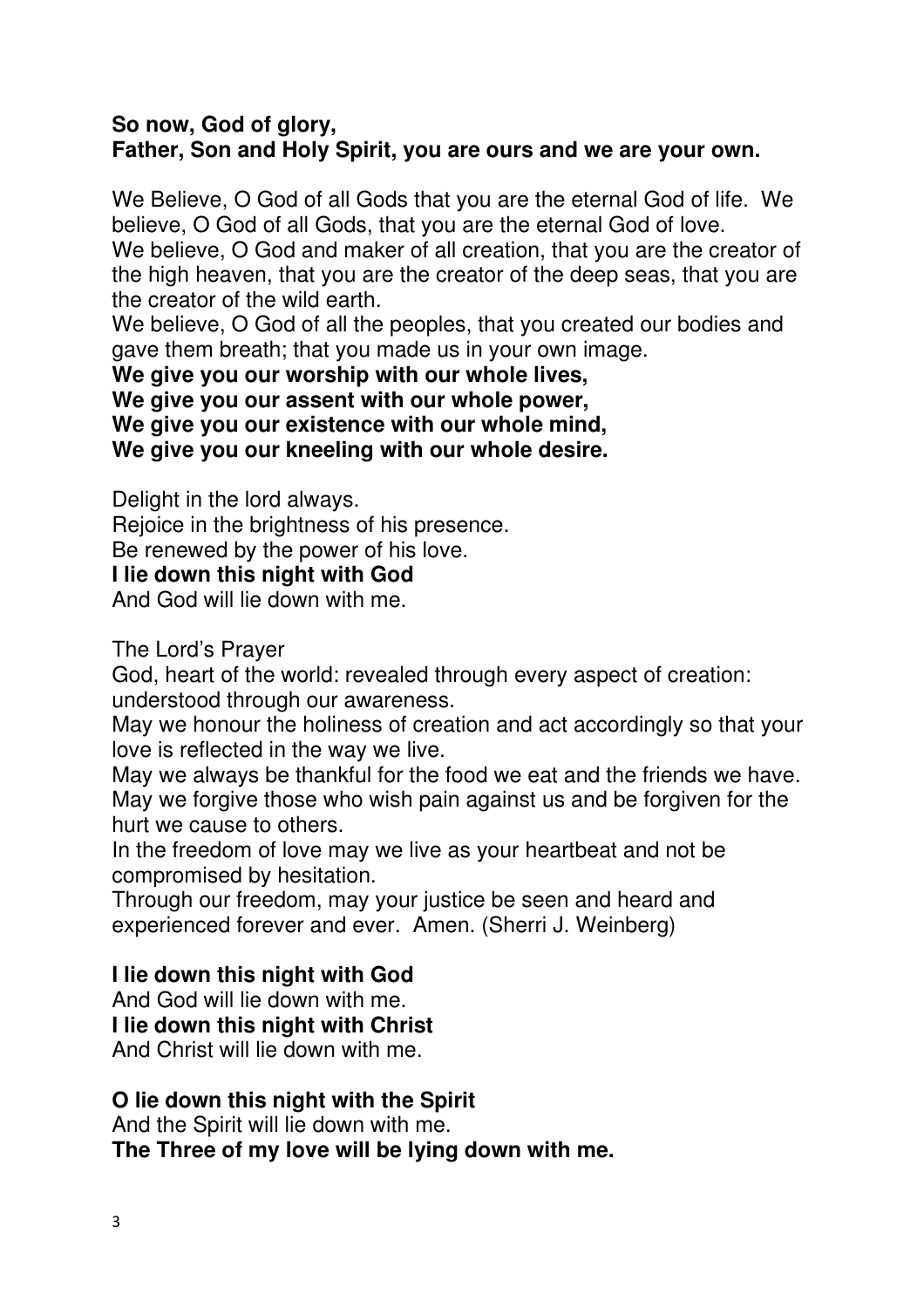**So now, God of glory,**
**Father, Son and Holy Spirit, you are ours and we are your own.**

We Believe, O God of all Gods that you are the eternal God of life. We believe, O God of all Gods, that you are the eternal God of love.
We believe, O God and maker of all creation, that you are the creator of the high heaven, that you are the creator of the deep seas, that you are the creator of the wild earth.
We believe, O God of all the peoples, that you created our bodies and gave them breath; that you made us in your own image.
**We give you our worship with our whole lives,**
**We give you our assent with our whole power,**
**We give you our existence with our whole mind,**
**We give you our kneeling with our whole desire.**

Delight in the lord always.
Rejoice in the brightness of his presence.
Be renewed by the power of his love.
**I lie down this night with God**
And God will lie down with me.

The Lord's Prayer
God, heart of the world: revealed through every aspect of creation: understood through our awareness.
May we honour the holiness of creation and act accordingly so that your love is reflected in the way we live.
May we always be thankful for the food we eat and the friends we have.
May we forgive those who wish pain against us and be forgiven for the hurt we cause to others.
In the freedom of love may we live as your heartbeat and not be compromised by hesitation.
Through our freedom, may your justice be seen and heard and experienced forever and ever. Amen. (Sherri J. Weinberg)

**I lie down this night with God**
And God will lie down with me.
**I lie down this night with Christ**
And Christ will lie down with me.

**O lie down this night with the Spirit**
And the Spirit will lie down with me.
**The Three of my love will be lying down with me.**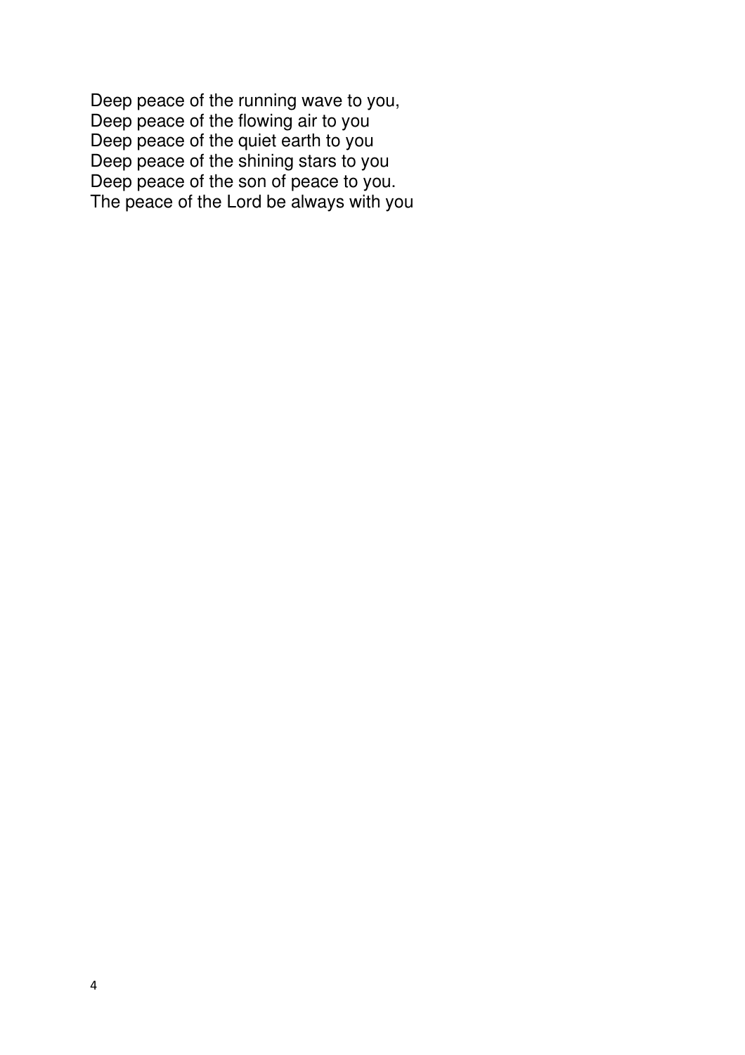Deep peace of the running wave to you,
Deep peace of the flowing air to you
Deep peace of the quiet earth to you
Deep peace of the shining stars to you
Deep peace of the son of peace to you.
The peace of the Lord be always with you